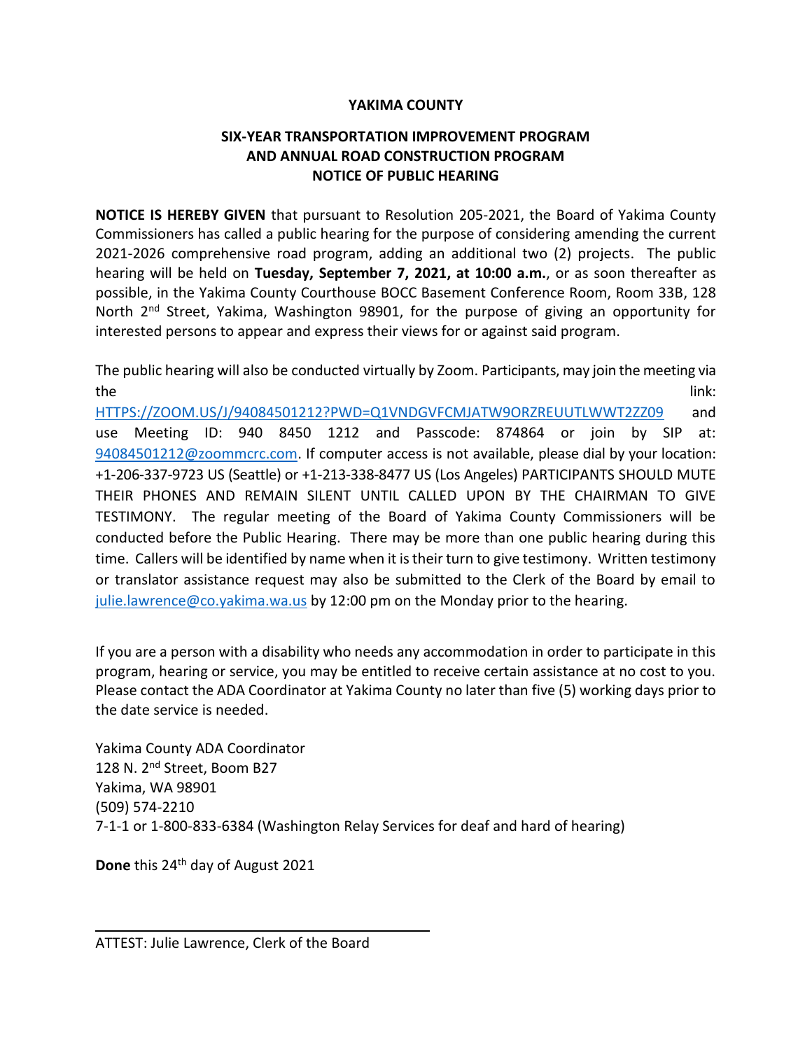**YAKIMA COUNTY**

**SIX-YEAR TRANSPORTATION IMPROVEMENT PROGRAM AND ANNUAL ROAD CONSTRUCTION PROGRAM NOTICE OF PUBLIC HEARING**

**NOTICE IS HEREBY GIVEN** that pursuant to Resolution 205-2021, the Board of Yakima County Commissioners has called a public hearing for the purpose of considering amending the current 2021-2026 comprehensive road program, adding an additional two (2) projects. The public hearing will be held on **Tuesday, September 7, 2021, at 10:00 a.m.**, or as soon thereafter as possible, in the Yakima County Courthouse BOCC Basement Conference Room, Room 33B, 128 North 2nd Street, Yakima, Washington 98901, for the purpose of giving an opportunity for interested persons to appear and express their views for or against said program.

The public hearing will also be conducted virtually by Zoom. Participants, may join the meeting via the link: HTTPS://ZOOM.US/J/94084501212?PWD=Q1VNDGVFCMJATW9ORZREUUTLWWT2ZZ09 and use Meeting ID: 940 8450 1212 and Passcode: 874864 or join by SIP at: 94084501212@zoommcrc.com. If computer access is not available, please dial by your location: +1-206-337-9723 US (Seattle) or +1-213-338-8477 US (Los Angeles) PARTICIPANTS SHOULD MUTE THEIR PHONES AND REMAIN SILENT UNTIL CALLED UPON BY THE CHAIRMAN TO GIVE TESTIMONY. The regular meeting of the Board of Yakima County Commissioners will be conducted before the Public Hearing. There may be more than one public hearing during this time. Callers will be identified by name when it is their turn to give testimony. Written testimony or translator assistance request may also be submitted to the Clerk of the Board by email to julie.lawrence@co.yakima.wa.us by 12:00 pm on the Monday prior to the hearing.

If you are a person with a disability who needs any accommodation in order to participate in this program, hearing or service, you may be entitled to receive certain assistance at no cost to you. Please contact the ADA Coordinator at Yakima County no later than five (5) working days prior to the date service is needed.

Yakima County ADA Coordinator
128 N. 2nd Street, Boom B27
Yakima, WA 98901
(509) 574-2210
7-1-1 or 1-800-833-6384 (Washington Relay Services for deaf and hard of hearing)

**Done** this 24th day of August 2021

ATTEST: Julie Lawrence, Clerk of the Board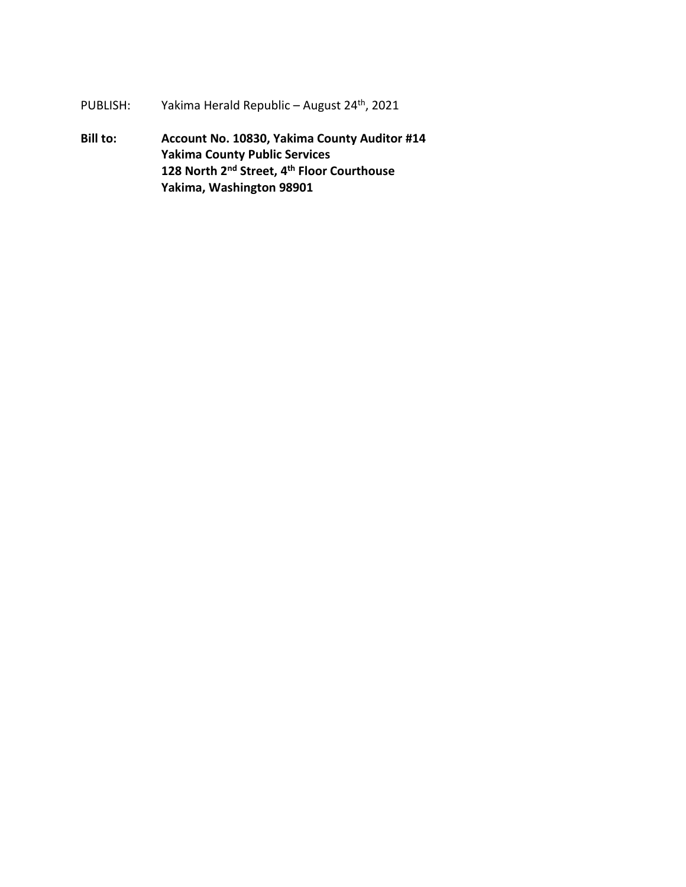PUBLISH: Yakima Herald Republic – August 24th, 2021

**Bill to: Account No. 10830, Yakima County Auditor #14**
**Yakima County Public Services**
**128 North 2nd Street, 4th Floor Courthouse**
**Yakima, Washington 98901**